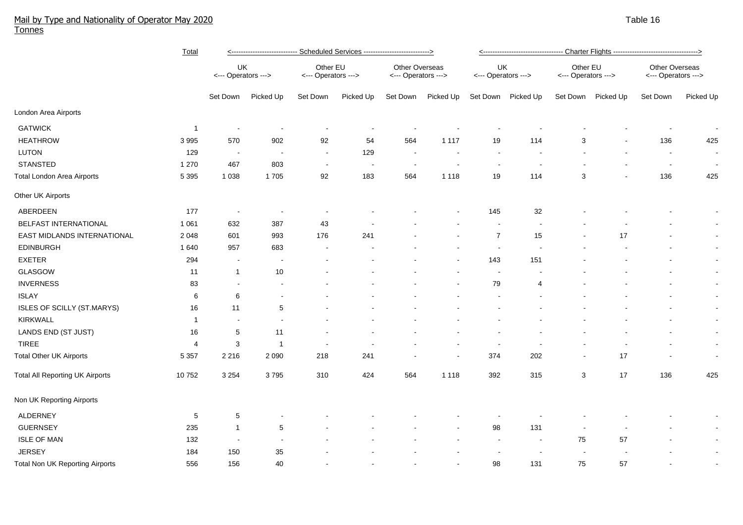# Mail by Type and Nationality of Operator May 2020

Tonnes

Table 16

| | Total | Scheduled Services | | | | | | Charter Flights | | | | | |
|---|---|---|---|---|---|---|---|---|---|---|---|---|---|
| | | UK Operators | | Other EU Operators | | Other Overseas Operators | | UK Operators | | Other EU Operators | | Other Overseas Operators | |
| | | Set Down | Picked Up | Set Down | Picked Up | Set Down | Picked Up | Set Down | Picked Up | Set Down | Picked Up | Set Down | Picked Up |
| **London Area Airports** | | | | | | | | | | | | | |
| GATWICK | 1 | - | - | - | - | - | - | - | - | - | - | - | - |
| HEATHROW | 3 995 | 570 | 902 | 92 | 54 | 564 | 1 117 | 19 | 114 | 3 | - | 136 | 425 |
| LUTON | 129 | - | - | - | 129 | - | - | - | - | - | - | - | - |
| STANSTED | 1 270 | 467 | 803 | - | - | - | - | - | - | - | - | - | - |
| Total London Area Airports | 5 395 | 1 038 | 1 705 | 92 | 183 | 564 | 1 118 | 19 | 114 | 3 | - | 136 | 425 |
| **Other UK Airports** | | | | | | | | | | | | | |
| ABERDEEN | 177 | - | - | - | - | - | - | 145 | 32 | - | - | - | - |
| BELFAST INTERNATIONAL | 1 061 | 632 | 387 | 43 | - | - | - | - | - | - | - | - | - |
| EAST MIDLANDS INTERNATIONAL | 2 048 | 601 | 993 | 176 | 241 | - | - | 7 | 15 | - | 17 | - | - |
| EDINBURGH | 1 640 | 957 | 683 | - | - | - | - | - | - | - | - | - | - |
| EXETER | 294 | - | - | - | - | - | - | 143 | 151 | - | - | - | - |
| GLASGOW | 11 | 1 | 10 | - | - | - | - | - | - | - | - | - | - |
| INVERNESS | 83 | - | - | - | - | - | - | 79 | 4 | - | - | - | - |
| ISLAY | 6 | 6 | - | - | - | - | - | - | - | - | - | - | - |
| ISLES OF SCILLY (ST.MARYS) | 16 | 11 | 5 | - | - | - | - | - | - | - | - | - | - |
| KIRKWALL | 1 | - | - | - | - | - | - | - | - | - | - | - | - |
| LANDS END (ST JUST) | 16 | 5 | 11 | - | - | - | - | - | - | - | - | - | - |
| TIREE | 4 | 3 | 1 | - | - | - | - | - | - | - | - | - | - |
| Total Other UK Airports | 5 357 | 2 216 | 2 090 | 218 | 241 | - | - | 374 | 202 | - | 17 | - | - |
| Total All Reporting UK Airports | 10 752 | 3 254 | 3 795 | 310 | 424 | 564 | 1 118 | 392 | 315 | 3 | 17 | 136 | 425 |
| **Non UK Reporting Airports** | | | | | | | | | | | | | |
| ALDERNEY | 5 | 5 | - | - | - | - | - | - | - | - | - | - | - |
| GUERNSEY | 235 | 1 | 5 | - | - | - | - | 98 | 131 | - | - | - | - |
| ISLE OF MAN | 132 | - | - | - | - | - | - | - | - | 75 | 57 | - | - |
| JERSEY | 184 | 150 | 35 | - | - | - | - | - | - | - | - | - | - |
| Total Non UK Reporting Airports | 556 | 156 | 40 | - | - | - | - | 98 | 131 | 75 | 57 | - | - |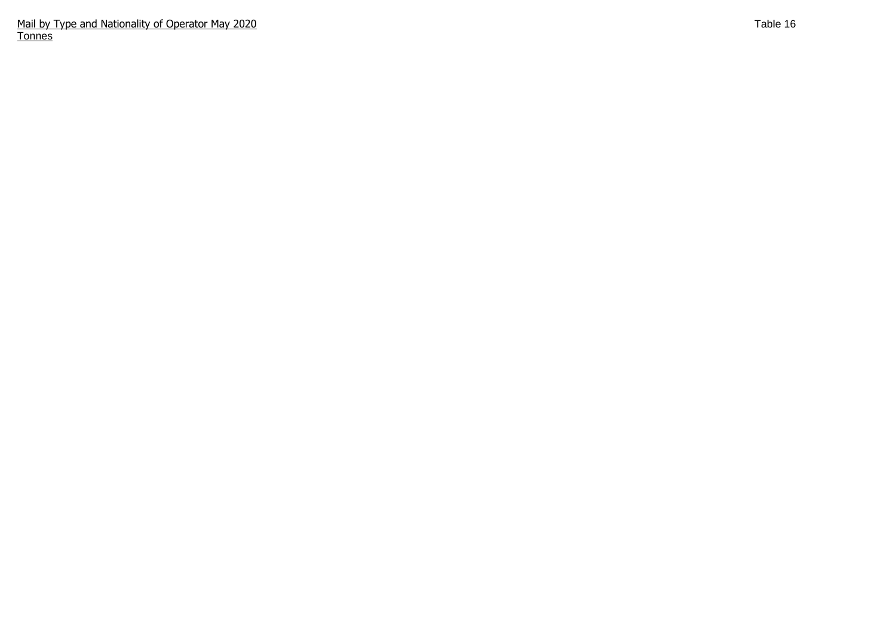Mail by Type and Nationality of Operator May 2020

Tonnes

Table 16